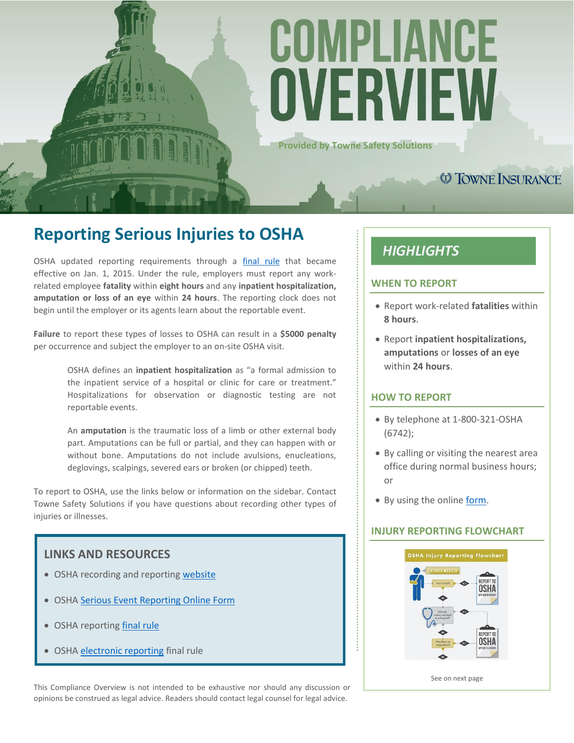# COMPLIANCE OVERVIEW

Provided by Towne Safety Solutions

TOWNE INSURANCE

## Reporting Serious Injuries to OSHA

OSHA updated reporting requirements through a final rule that became effective on Jan. 1, 2015. Under the rule, employers must report any work-related employee **fatality** within **eight hours** and any **inpatient hospitalization, amputation or loss of an eye** within **24 hours**. The reporting clock does not begin until the employer or its agents learn about the reportable event.

**Failure** to report these types of losses to OSHA can result in a **$5000 penalty** per occurrence and subject the employer to an on-site OSHA visit.

> OSHA defines an **inpatient hospitalization** as "a formal admission to the inpatient service of a hospital or clinic for care or treatment." Hospitalizations for observation or diagnostic testing are not reportable events.
>
> An **amputation** is the traumatic loss of a limb or other external body part. Amputations can be full or partial, and they can happen with or without bone. Amputations do not include avulsions, enucleations, deglovings, scalpings, severed ears or broken (or chipped) teeth.

To report to OSHA, use the links below or information on the sidebar. Contact Towne Safety Solutions if you have questions about recording other types of injuries or illnesses.

### LINKS AND RESOURCES

- OSHA recording and reporting website
- OSHA Serious Event Reporting Online Form
- OSHA reporting final rule
- OSHA electronic reporting final rule

This Compliance Overview is not intended to be exhaustive nor should any discussion or opinions be construed as legal advice. Readers should contact legal counsel for legal advice.

## HIGHLIGHTS

### WHEN TO REPORT

- Report work-related **fatalities** within **8 hours**.
- Report **inpatient hospitalizations, amputations** or **losses of an eye** within **24 hours**.

### HOW TO REPORT

- By telephone at 1-800-321-OSHA (6742);
- By calling or visiting the nearest area office during normal business hours; or
- By using the online form.

### INJURY REPORTING FLOWCHART

OSHA Injury Reporting Flowchart

See on next page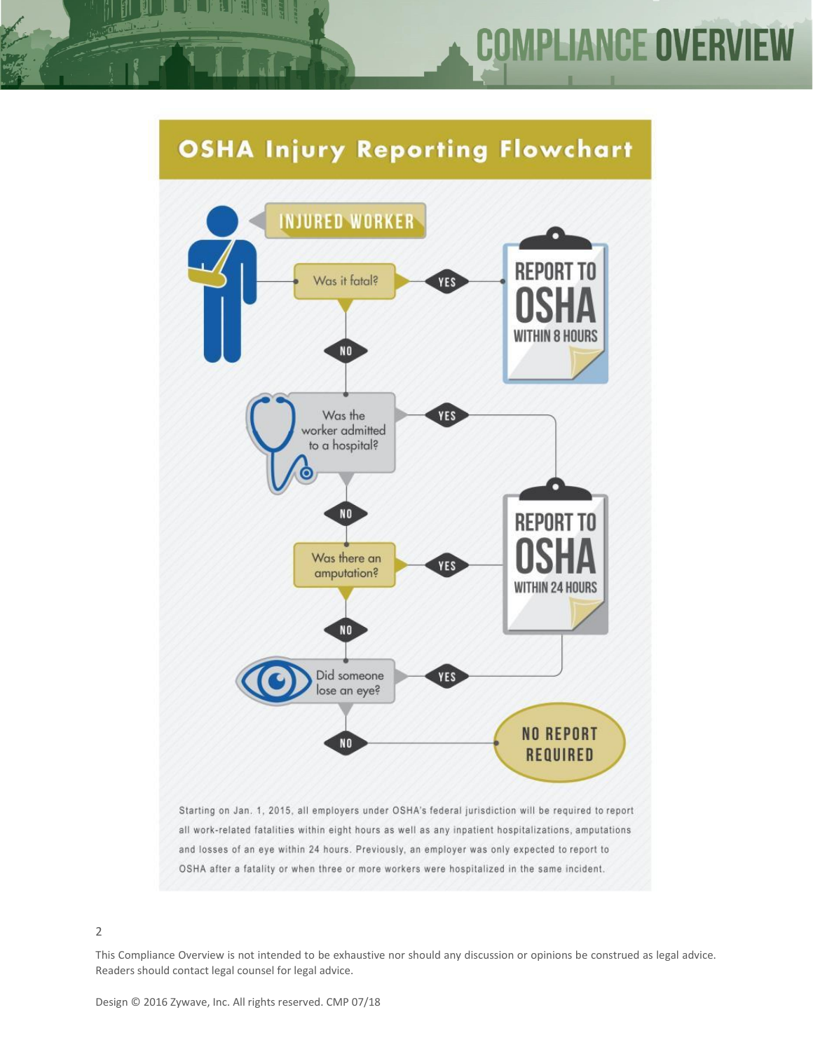## OSHA Injury Reporting Flowchart

INJURED WORKER

Was it fatal?

YES

REPORT TO OSHA WITHIN 8 HOURS

NO

Was the worker admitted to a hospital?

YES

NO

Was there an amputation?

YES

REPORT TO OSHA WITHIN 24 HOURS

NO

Did someone lose an eye?

YES

NO

NO REPORT REQUIRED

Starting on Jan. 1, 2015, all employers under OSHA's federal jurisdiction will be required to report all work-related fatalities within eight hours as well as any inpatient hospitalizations, amputations and losses of an eye within 24 hours. Previously, an employer was only expected to report to OSHA after a fatality or when three or more workers were hospitalized in the same incident.

This Compliance Overview is not intended to be exhaustive nor should any discussion or opinions be construed as legal advice. Readers should contact legal counsel for legal advice.

Design © 2016 Zywave, Inc. All rights reserved. CMP 07/18